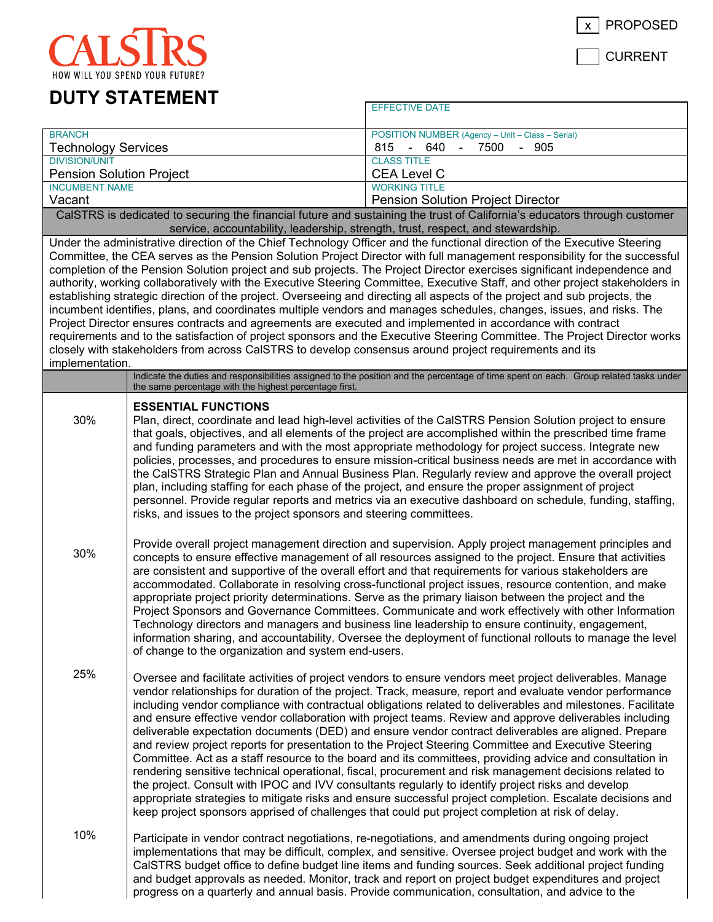CALSTRS
HOW WILL YOU SPEND YOUR FUTURE?

[x] PROPOSED

[ ] CURRENT

# DUTY STATEMENT

| | |
|---|---|
| | EFFECTIVE DATE |
| BRANCH<br>Technology Services | POSITION NUMBER (Agency – Unit – Class – Serial)<br>815 - 640 - 7500 - 905 |
| DIVISION/UNIT<br>Pension Solution Project | CLASS TITLE<br>CEA Level C |
| INCUMBENT NAME<br>Vacant | WORKING TITLE<br>Pension Solution Project Director |

CalSTRS is dedicated to securing the financial future and sustaining the trust of California's educators through customer service, accountability, leadership, strength, trust, respect, and stewardship.

Under the administrative direction of the Chief Technology Officer and the functional direction of the Executive Steering Committee, the CEA serves as the Pension Solution Project Director with full management responsibility for the successful completion of the Pension Solution project and sub projects. The Project Director exercises significant independence and authority, working collaboratively with the Executive Steering Committee, Executive Staff, and other project stakeholders in establishing strategic direction of the project. Overseeing and directing all aspects of the project and sub projects, the incumbent identifies, plans, and coordinates multiple vendors and manages schedules, changes, issues, and risks. The Project Director ensures contracts and agreements are executed and implemented in accordance with contract requirements and to the satisfaction of project sponsors and the Executive Steering Committee. The Project Director works closely with stakeholders from across CalSTRS to develop consensus around project requirements and its implementation.

| | Indicate the duties and responsibilities assigned to the position and the percentage of time spent on each. Group related tasks under the same percentage with the highest percentage first. |
|---|---|
| | **ESSENTIAL FUNCTIONS** |
| 30% | Plan, direct, coordinate and lead high-level activities of the CalSTRS Pension Solution project to ensure that goals, objectives, and all elements of the project are accomplished within the prescribed time frame and funding parameters and with the most appropriate methodology for project success. Integrate new policies, processes, and procedures to ensure mission-critical business needs are met in accordance with the CalSTRS Strategic Plan and Annual Business Plan. Regularly review and approve the overall project plan, including staffing for each phase of the project, and ensure the proper assignment of project personnel. Provide regular reports and metrics via an executive dashboard on schedule, funding, staffing, risks, and issues to the project sponsors and steering committees. |
| 30% | Provide overall project management direction and supervision. Apply project management principles and concepts to ensure effective management of all resources assigned to the project. Ensure that activities are consistent and supportive of the overall effort and that requirements for various stakeholders are accommodated. Collaborate in resolving cross-functional project issues, resource contention, and make appropriate project priority determinations. Serve as the primary liaison between the project and the Project Sponsors and Governance Committees. Communicate and work effectively with other Information Technology directors and managers and business line leadership to ensure continuity, engagement, information sharing, and accountability. Oversee the deployment of functional rollouts to manage the level of change to the organization and system end-users. |
| 25% | Oversee and facilitate activities of project vendors to ensure vendors meet project deliverables. Manage vendor relationships for duration of the project. Track, measure, report and evaluate vendor performance including vendor compliance with contractual obligations related to deliverables and milestones. Facilitate and ensure effective vendor collaboration with project teams. Review and approve deliverables including deliverable expectation documents (DED) and ensure vendor contract deliverables are aligned. Prepare and review project reports for presentation to the Project Steering Committee and Executive Steering Committee. Act as a staff resource to the board and its committees, providing advice and consultation in rendering sensitive technical operational, fiscal, procurement and risk management decisions related to the project. Consult with IPOC and IVV consultants regularly to identify project risks and develop appropriate strategies to mitigate risks and ensure successful project completion. Escalate decisions and keep project sponsors apprised of challenges that could put project completion at risk of delay. |
| 10% | Participate in vendor contract negotiations, re-negotiations, and amendments during ongoing project implementations that may be difficult, complex, and sensitive. Oversee project budget and work with the CalSTRS budget office to define budget line items and funding sources. Seek additional project funding and budget approvals as needed. Monitor, track and report on project budget expenditures and project progress on a quarterly and annual basis. Provide communication, consultation, and advice to the |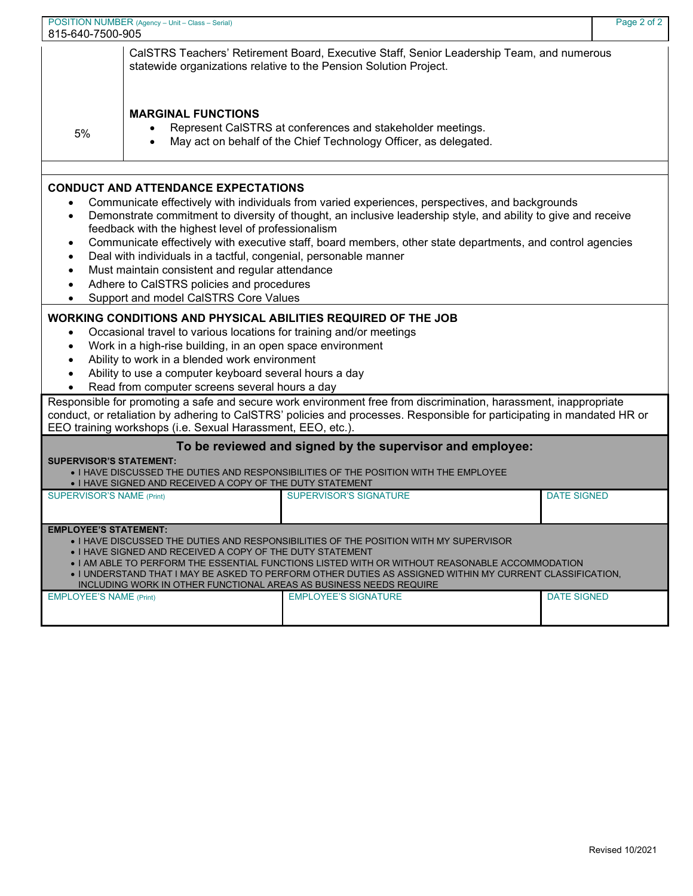POSITION NUMBER (Agency – Unit – Class – Serial)
815-640-7500-905

| | |
|---|---|
| | CalSTRS Teachers' Retirement Board, Executive Staff, Senior Leadership Team, and numerous statewide organizations relative to the Pension Solution Project. |
| 5% | **MARGINAL FUNCTIONS**<br>• Represent CalSTRS at conferences and stakeholder meetings.<br>• May act on behalf of the Chief Technology Officer, as delegated. |

**CONDUCT AND ATTENDANCE EXPECTATIONS**

- Communicate effectively with individuals from varied experiences, perspectives, and backgrounds
- Demonstrate commitment to diversity of thought, an inclusive leadership style, and ability to give and receive feedback with the highest level of professionalism
- Communicate effectively with executive staff, board members, other state departments, and control agencies
- Deal with individuals in a tactful, congenial, personable manner
- Must maintain consistent and regular attendance
- Adhere to CalSTRS policies and procedures
- Support and model CalSTRS Core Values

**WORKING CONDITIONS AND PHYSICAL ABILITIES REQUIRED OF THE JOB**

- Occasional travel to various locations for training and/or meetings
- Work in a high-rise building, in an open space environment
- Ability to work in a blended work environment
- Ability to use a computer keyboard several hours a day
- Read from computer screens several hours a day

Responsible for promoting a safe and secure work environment free from discrimination, harassment, inappropriate conduct, or retaliation by adhering to CalSTRS' policies and processes. Responsible for participating in mandated HR or EEO training workshops (i.e. Sexual Harassment, EEO, etc.).

**To be reviewed and signed by the supervisor and employee:**

**SUPERVISOR'S STATEMENT:**
- I HAVE DISCUSSED THE DUTIES AND RESPONSIBILITIES OF THE POSITION WITH THE EMPLOYEE
- I HAVE SIGNED AND RECEIVED A COPY OF THE DUTY STATEMENT

| SUPERVISOR'S NAME (Print) | SUPERVISOR'S SIGNATURE | DATE SIGNED |
|---|---|---|
| | | |

**EMPLOYEE'S STATEMENT:**
- I HAVE DISCUSSED THE DUTIES AND RESPONSIBILITIES OF THE POSITION WITH MY SUPERVISOR
- I HAVE SIGNED AND RECEIVED A COPY OF THE DUTY STATEMENT
- I AM ABLE TO PERFORM THE ESSENTIAL FUNCTIONS LISTED WITH OR WITHOUT REASONABLE ACCOMMODATION
- I UNDERSTAND THAT I MAY BE ASKED TO PERFORM OTHER DUTIES AS ASSIGNED WITHIN MY CURRENT CLASSIFICATION, INCLUDING WORK IN OTHER FUNCTIONAL AREAS AS BUSINESS NEEDS REQUIRE

| EMPLOYEE'S NAME (Print) | EMPLOYEE'S SIGNATURE | DATE SIGNED |
|---|---|---|
| | | |

Revised 10/2021